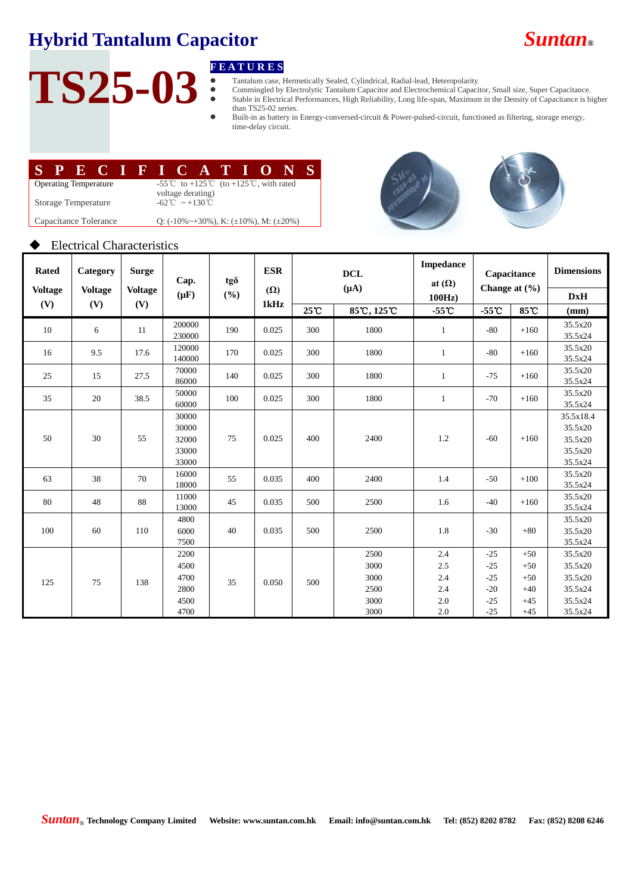# Hybrid Tantalum Capacitor

***Suntan***®

# TS25-03

## FEATURES

- Tantalum case, Hermetically Sealed, Cylindrical, Radial-lead, Heteropolarity
- Commingled by Electrolytic Tantalum Capacitor and Electrochemical Capacitor, Small size, Super Capacitance.
- Stable in Electrical Performances, High Reliability, Long life-span, Maximum in the Density of Capacitance is higher than TS25-02 series.
- Built-in as battery in Energy-conversed-circuit & Power-pulsed-circuit, functioned as filtering, storage energy, time-delay circuit.

## SPECIFICATIONS

| | |
|---|---|
| Operating Temperature | -55℃ to +125℃ (to +125℃, with rated voltage derating) |
| Storage Temperature | -62℃ ~ +130℃ |
| Capacitance Tolerance | Q: (-10%~+30%), K: (±10%), M: (±20%) |

### ◆ Electrical Characteristics

| Rated Voltage (V) | Category Voltage (V) | Surge Voltage (V) | Cap. (μF) | tgδ (%) | ESR (Ω) 1kHz | DCL (μA) | | Impedance at (Ω) 100Hz) | Capacitance Change at (%) | | Dimensions DxH (mm) |
|---|---|---|---|---|---|---|---|---|---|---|---|
| | | | | | | 25℃ | 85℃, 125℃ | -55℃ | -55℃ | 85℃ | |
| 10 | 6 | 11 | 200000<br>230000 | 190 | 0.025 | 300 | 1800 | 1 | -80 | +160 | 35.5x20<br>35.5x24 |
| 16 | 9.5 | 17.6 | 120000<br>140000 | 170 | 0.025 | 300 | 1800 | 1 | -80 | +160 | 35.5x20<br>35.5x24 |
| 25 | 15 | 27.5 | 70000<br>86000 | 140 | 0.025 | 300 | 1800 | 1 | -75 | +160 | 35.5x20<br>35.5x24 |
| 35 | 20 | 38.5 | 50000<br>60000 | 100 | 0.025 | 300 | 1800 | 1 | -70 | +160 | 35.5x20<br>35.5x24 |
| 50 | 30 | 55 | 30000<br>30000<br>32000<br>33000<br>33000 | 75 | 0.025 | 400 | 2400 | 1.2 | -60 | +160 | 35.5x18.4<br>35.5x20<br>35.5x20<br>35.5x20<br>35.5x24 |
| 63 | 38 | 70 | 16000<br>18000 | 55 | 0.035 | 400 | 2400 | 1.4 | -50 | +100 | 35.5x20<br>35.5x24 |
| 80 | 48 | 88 | 11000<br>13000 | 45 | 0.035 | 500 | 2500 | 1.6 | -40 | +160 | 35.5x20<br>35.5x24 |
| 100 | 60 | 110 | 4800<br>6000<br>7500 | 40 | 0.035 | 500 | 2500 | 1.8 | -30 | +80 | 35.5x20<br>35.5x20<br>35.5x24 |
| 125 | 75 | 138 | 2200<br>4500<br>4700<br>2800<br>4500<br>4700 | 35 | 0.050 | 500 | 2500<br>3000<br>3000<br>2500<br>3000<br>3000 | 2.4<br>2.5<br>2.4<br>2.4<br>2.0<br>2.0 | -25<br>-25<br>-25<br>-20<br>-25<br>-25 | +50<br>+50<br>+50<br>+40<br>+45<br>+45 | 35.5x20<br>35.5x20<br>35.5x20<br>35.5x24<br>35.5x24<br>35.5x24 |

***Suntan***® **Technology Company Limited** **Website: www.suntan.com.hk** **Email: info@suntan.com.hk** **Tel: (852) 8202 8782** **Fax: (852) 8208 6246**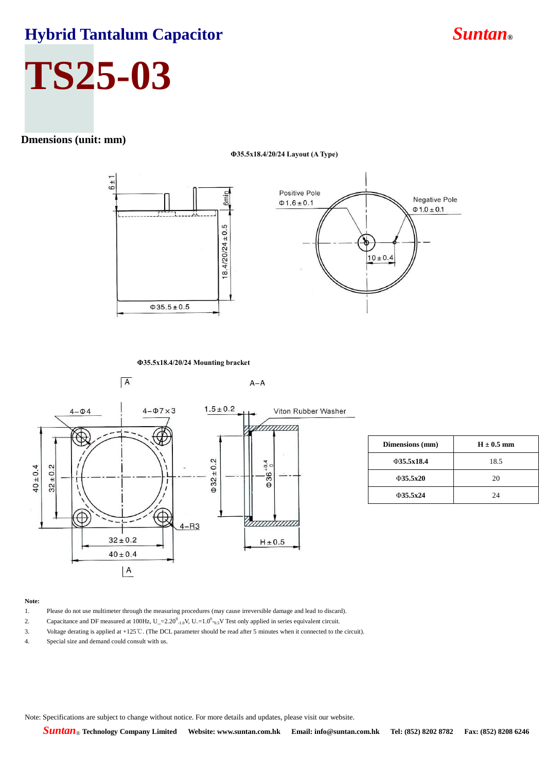# Hybrid Tantalum Capacitor

# TS25-03

## Dmensions (unit: mm)

**Φ35.5x18.4/20/24 Layout (A Type)**

6±1

6min

18.4/20/24±0.5

Φ35.5±0.5

Positive Pole
Φ1.6±0.1

Negative Pole
Φ1.0±0.1

10±0.4

**Φ35.5x18.4/20/24 Mounting bracket**

A

A–A

4–Φ4

4–Φ7×3

1.5±0.2

Viton Rubber Washer

40±0.4

32±0.2

Φ32±0.2

Φ36 +0.4 0

4–R3

32±0.2

40±0.4

H±0.5

A

| Dimensions (mm) | H ± 0.5 mm |
|---|---|
| Φ35.5x18.4 | 18.5 |
| Φ35.5x20 | 20 |
| Φ35.5x24 | 24 |

**Note:**

1. Please do not use multimeter through the measuring procedures (may cause irreversible damage and lead to discard).
2. Capacitance and DF measured at 100Hz, $U_{\sim}=2.2^{0}_{-1.0}$V, $U_{-}=1.0^{0}_{-0.5}$V Test only applied in series equivalent circuit.
3. Voltage derating is applied at +125℃. (The DCL parameter should be read after 5 minutes when it connected to the circuit).
4. Special size and demand could consult with us.

Note: Specifications are subject to change without notice. For more details and updates, please visit our website.

**Suntan® Technology Company Limited** **Website: www.suntan.com.hk** **Email: info@suntan.com.hk** **Tel: (852) 8202 8782** **Fax: (852) 8208 6246**